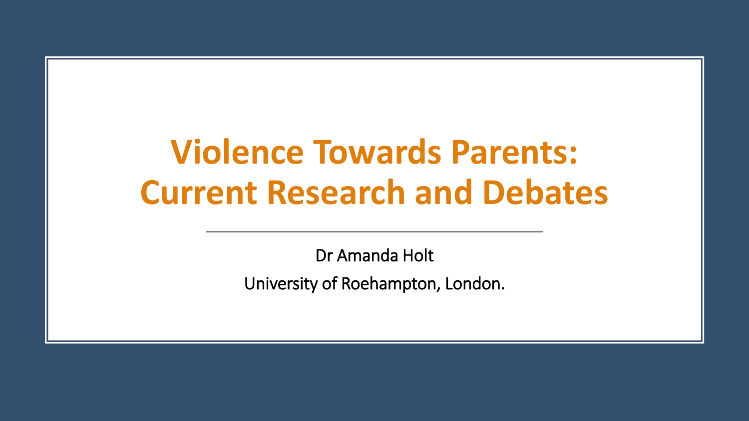# Violence Towards Parents: Current Research and Debates

Dr Amanda Holt

University of Roehampton, London.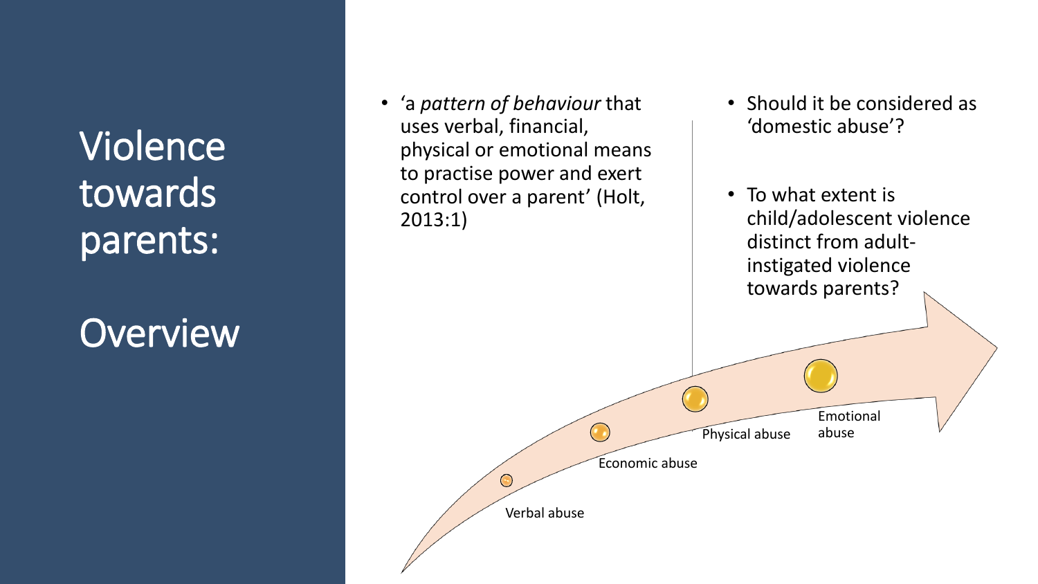# Violence towards parents:

# Overview

- 'a *pattern of behaviour* that uses verbal, financial, physical or emotional means to practise power and exert control over a parent' (Holt, 2013:1)

- Should it be considered as 'domestic abuse'?
- To what extent is child/adolescent violence distinct from adult-instigated violence towards parents?

Verbal abuse

Economic abuse

Physical abuse

Emotional abuse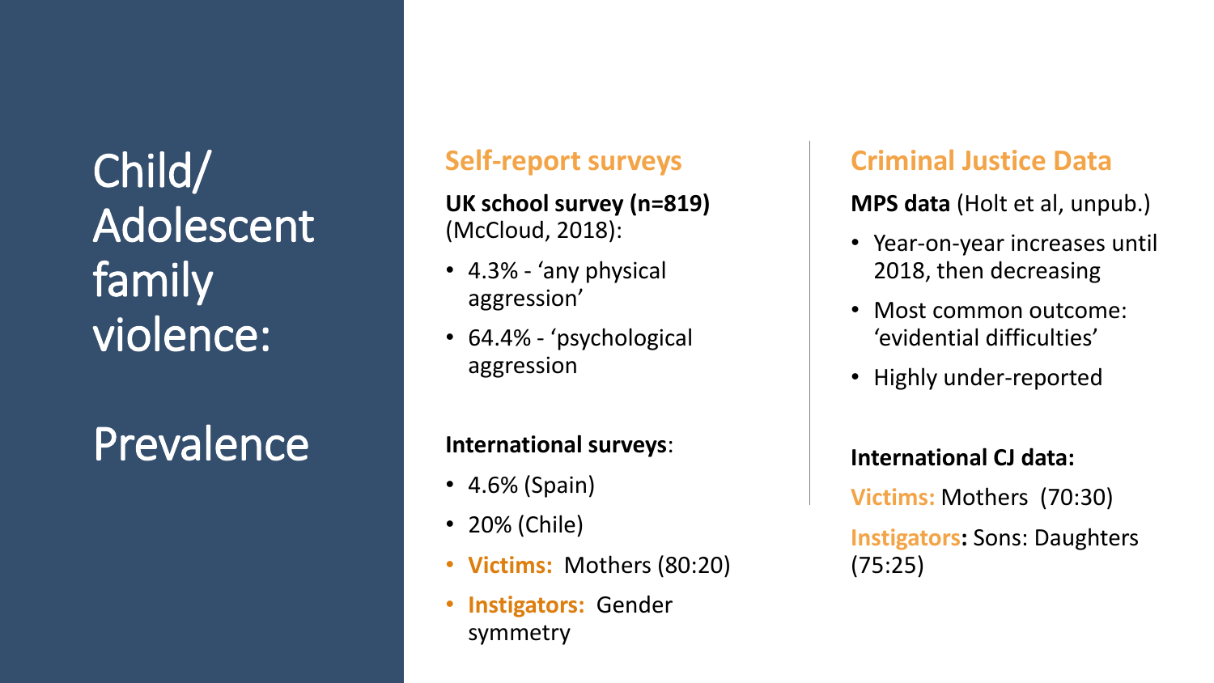# Child/ Adolescent family violence:

# Prevalence

## Self-report surveys

**UK school survey (n=819)** (McCloud, 2018):

- 4.3% - 'any physical aggression'
- 64.4% - 'psychological aggression

**International surveys**:

- 4.6% (Spain)
- 20% (Chile)
- **Victims:** Mothers (80:20)
- **Instigators:** Gender symmetry

## Criminal Justice Data

**MPS data** (Holt et al, unpub.)

- Year-on-year increases until 2018, then decreasing
- Most common outcome: 'evidential difficulties'
- Highly under-reported

**International CJ data:**

**Victims:** Mothers (70:30)

**Instigators:** Sons: Daughters (75:25)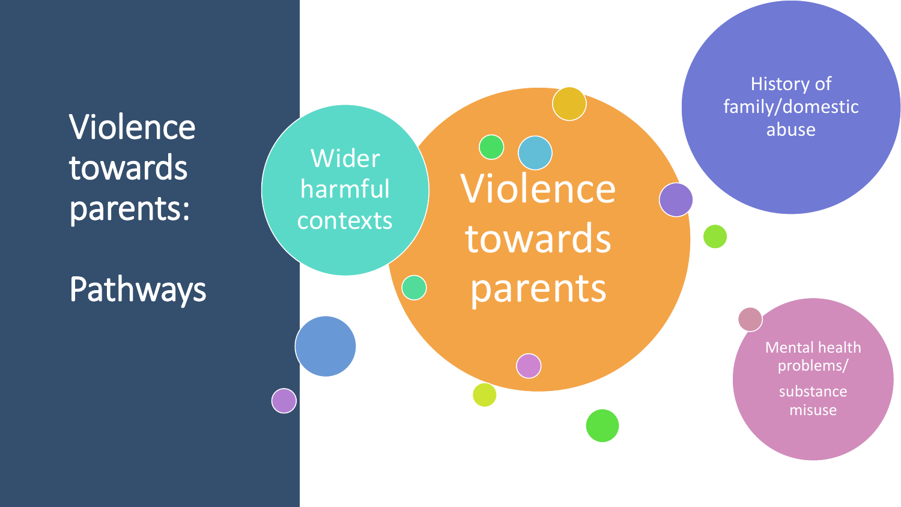# Violence towards parents:

## Pathways

- Wider harmful contexts
- Violence towards parents
- History of family/domestic abuse
- Mental health problems/ substance misuse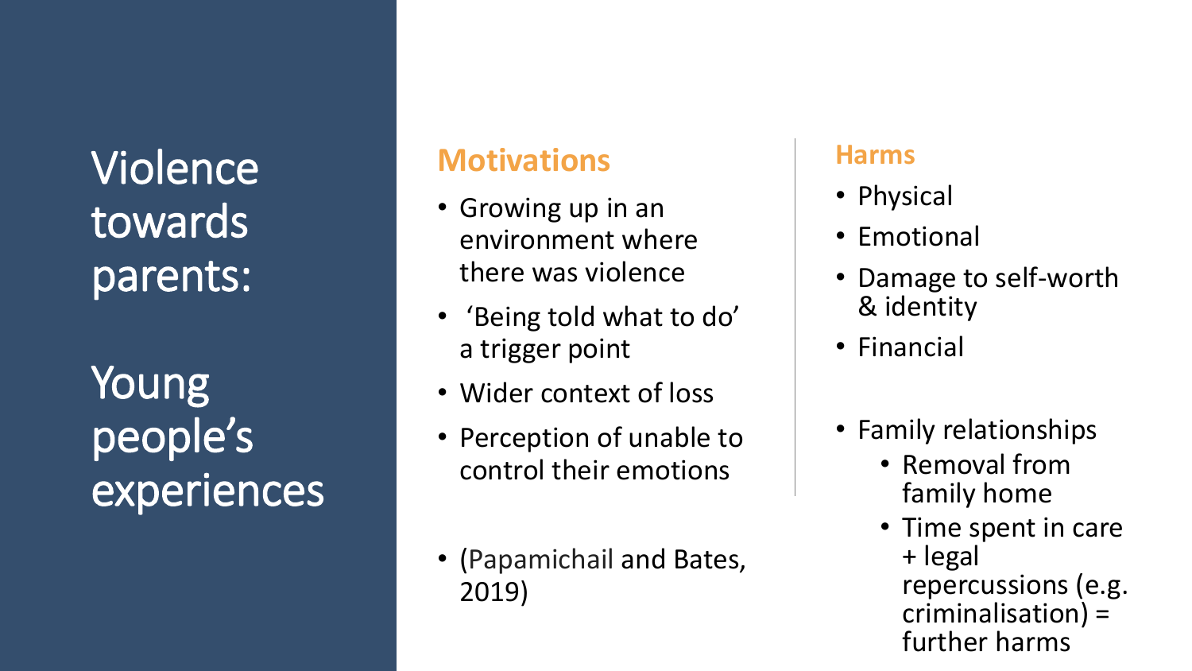# Violence towards parents:

# Young people's experiences

## Motivations

- Growing up in an environment where there was violence
- 'Being told what to do' a trigger point
- Wider context of loss
- Perception of unable to control their emotions

- (Papamichail and Bates, 2019)

## Harms

- Physical
- Emotional
- Damage to self-worth & identity
- Financial

- Family relationships
  - Removal from family home
  - Time spent in care + legal repercussions (e.g. criminalisation) = further harms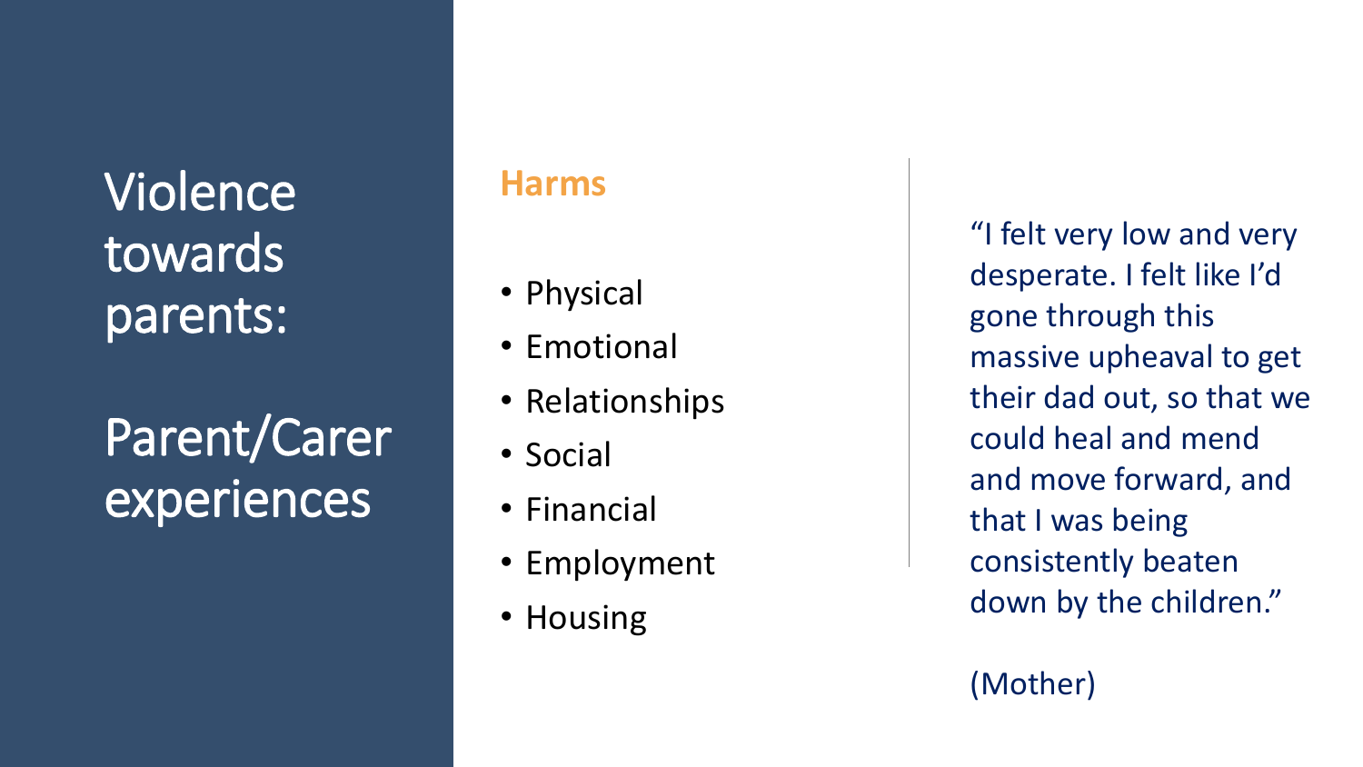# Violence towards parents:

# Parent/Carer experiences

## Harms

- Physical
- Emotional
- Relationships
- Social
- Financial
- Employment
- Housing

"I felt very low and very desperate. I felt like I'd gone through this massive upheaval to get their dad out, so that we could heal and mend and move forward, and that I was being consistently beaten down by the children."

(Mother)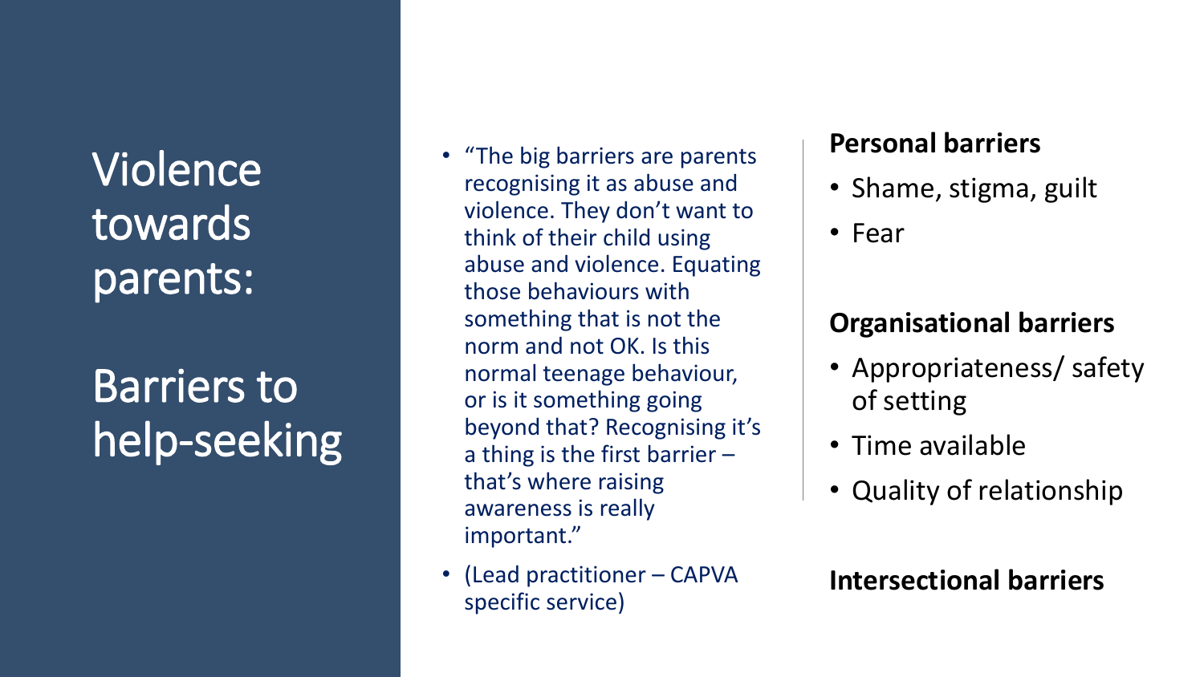# Violence towards parents:

# Barriers to help-seeking

- "The big barriers are parents recognising it as abuse and violence. They don't want to think of their child using abuse and violence. Equating those behaviours with something that is not the norm and not OK. Is this normal teenage behaviour, or is it something going beyond that? Recognising it's a thing is the first barrier – that's where raising awareness is really important."
- (Lead practitioner – CAPVA specific service)

**Personal barriers**

- Shame, stigma, guilt
- Fear

**Organisational barriers**

- Appropriateness/ safety of setting
- Time available
- Quality of relationship

**Intersectional barriers**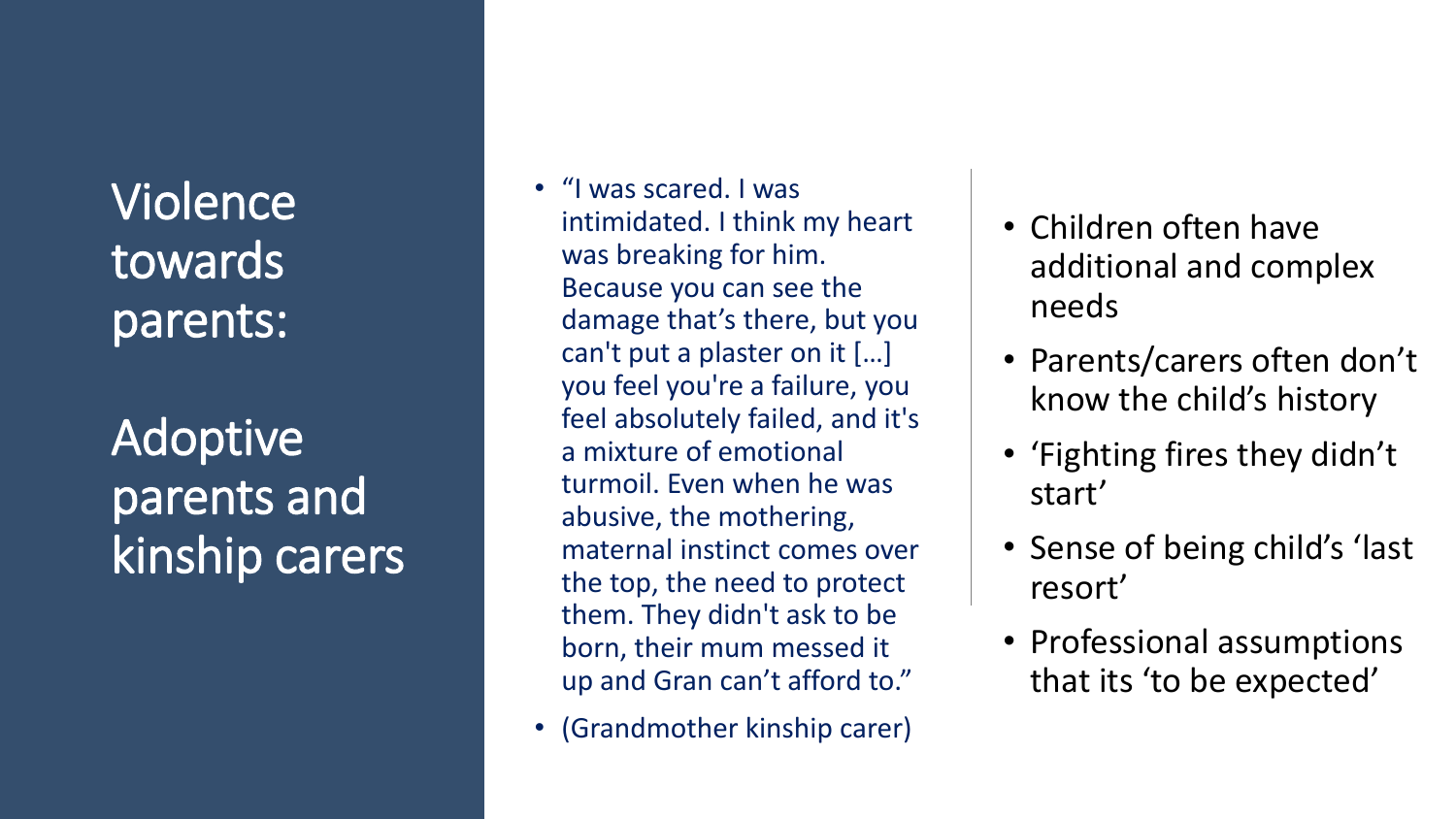# Violence towards parents:

# Adoptive parents and kinship carers

- "I was scared. I was intimidated. I think my heart was breaking for him. Because you can see the damage that's there, but you can't put a plaster on it […] you feel you're a failure, you feel absolutely failed, and it's a mixture of emotional turmoil. Even when he was abusive, the mothering, maternal instinct comes over the top, the need to protect them. They didn't ask to be born, their mum messed it up and Gran can't afford to."
- (Grandmother kinship carer)

- Children often have additional and complex needs
- Parents/carers often don't know the child's history
- 'Fighting fires they didn't start'
- Sense of being child's 'last resort'
- Professional assumptions that its 'to be expected'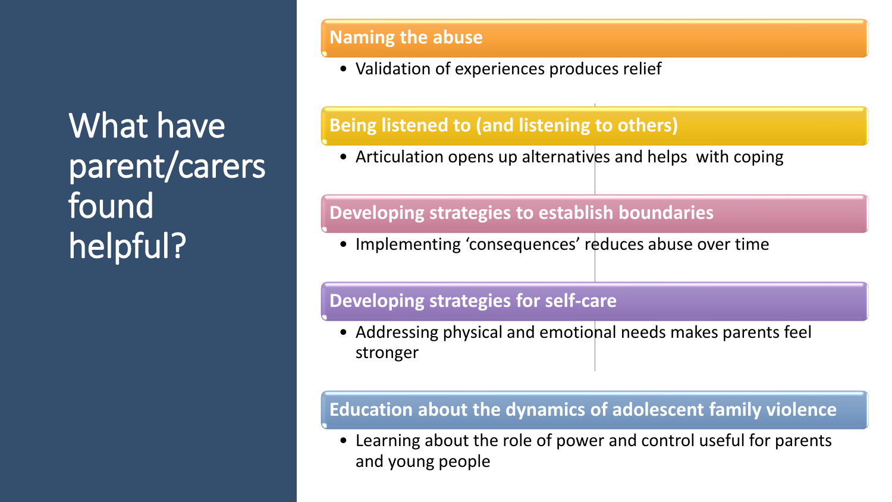# What have parent/carers found helpful?

## Naming the abuse

- Validation of experiences produces relief

## Being listened to (and listening to others)

- Articulation opens up alternatives and helps  with coping

## Developing strategies to establish boundaries

- Implementing ‘consequences’ reduces abuse over time

## Developing strategies for self-care

- Addressing physical and emotional needs makes parents feel stronger

## Education about the dynamics of adolescent family violence

- Learning about the role of power and control useful for parents and young people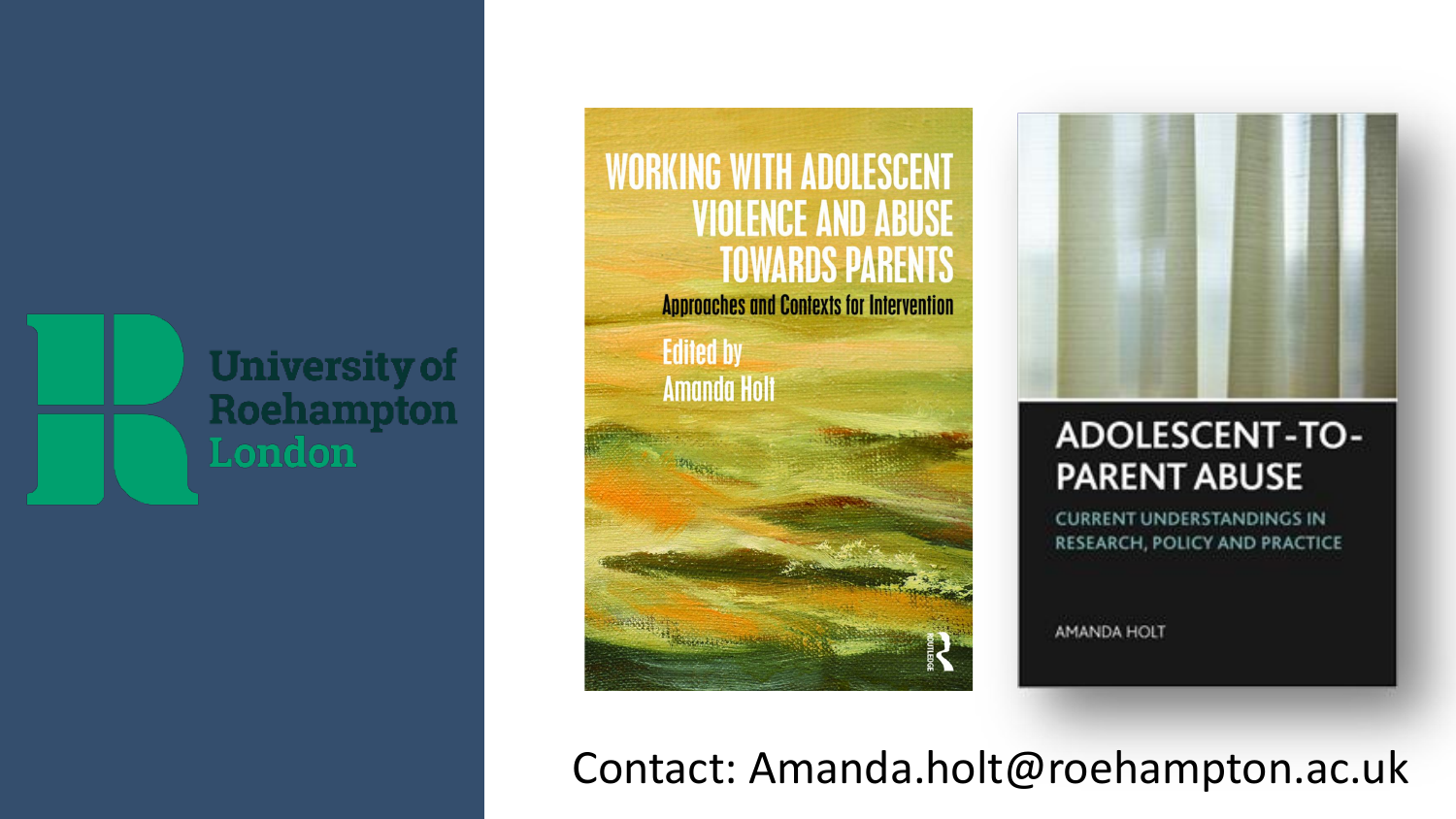University of Roehampton London

WORKING WITH ADOLESCENT VIOLENCE AND ABUSE TOWARDS PARENTS

Approaches and Contexts for Intervention

Edited by Amanda Holt

ADOLESCENT-TO-PARENT ABUSE

CURRENT UNDERSTANDINGS IN RESEARCH, POLICY AND PRACTICE

AMANDA HOLT

Contact: Amanda.holt@roehampton.ac.uk